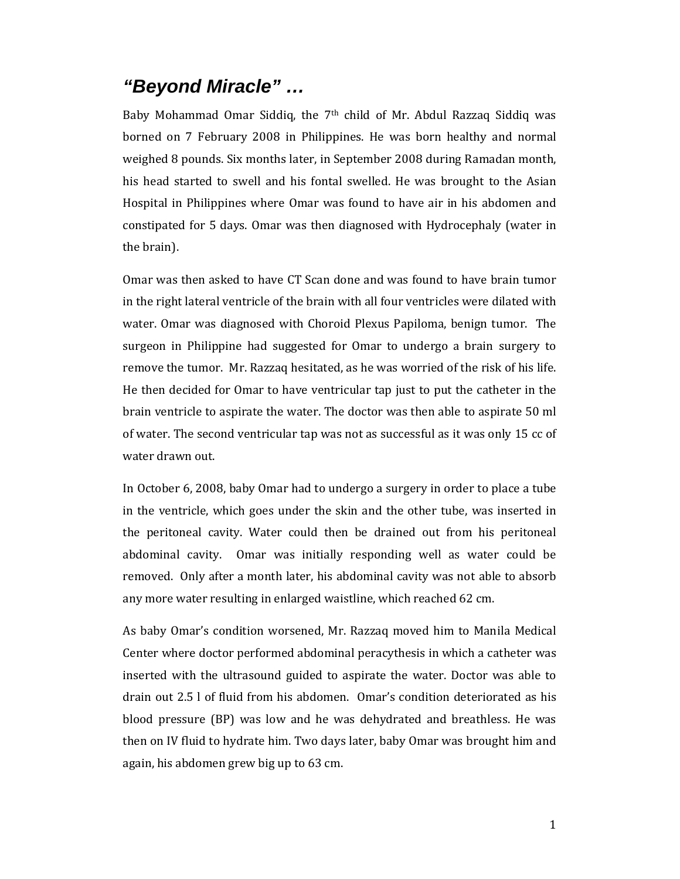# *"Beyond Miracle" …*

Baby Mohammad Omar Siddiq, the 7th child of Mr. Abdul Razzaq Siddiq was borned on 7 February 2008 in Philippines. He was born healthy and normal weighed 8 pounds. Six months later, in September 2008 during Ramadan month, his head started to swell and his fontal swelled. He was brought to the Asian Hospital in Philippines where Omar was found to have air in his abdomen and constipated for 5 days. Omar was then diagnosed with Hydrocephaly (water in the brain).

Omar was then asked to have CT Scan done and was found to have brain tumor in the right lateral ventricle of the brain with all four ventricles were dilated with water. Omar was diagnosed with Choroid Plexus Papiloma, benign tumor. The surgeon in Philippine had suggested for Omar to undergo a brain surgery to remove the tumor. Mr. Razzaq hesitated, as he was worried of the risk of his life. He then decided for Omar to have ventricular tap just to put the catheter in the brain ventricle to aspirate the water. The doctor was then able to aspirate 50 ml of water. The second ventricular tap was not as successful as it was only 15 cc of water drawn out.

In October 6, 2008, baby Omar had to undergo a surgery in order to place a tube in the ventricle, which goes under the skin and the other tube, was inserted in the peritoneal cavity. Water could then be drained out from his peritoneal abdominal cavity. Omar was initially responding well as water could be removed. Only after a month later, his abdominal cavity was not able to absorb any more water resulting in enlarged waistline, which reached 62 cm.

As baby Omar's condition worsened, Mr. Razzaq moved him to Manila Medical Center where doctor performed abdominal peracythesis in which a catheter was inserted with the ultrasound guided to aspirate the water. Doctor was able to drain out 2.5 l of fluid from his abdomen. Omar's condition deteriorated as his blood pressure (BP) was low and he was dehydrated and breathless. He was then on IV fluid to hydrate him. Two days later, baby Omar was brought him and again, his abdomen grew big up to 63 cm.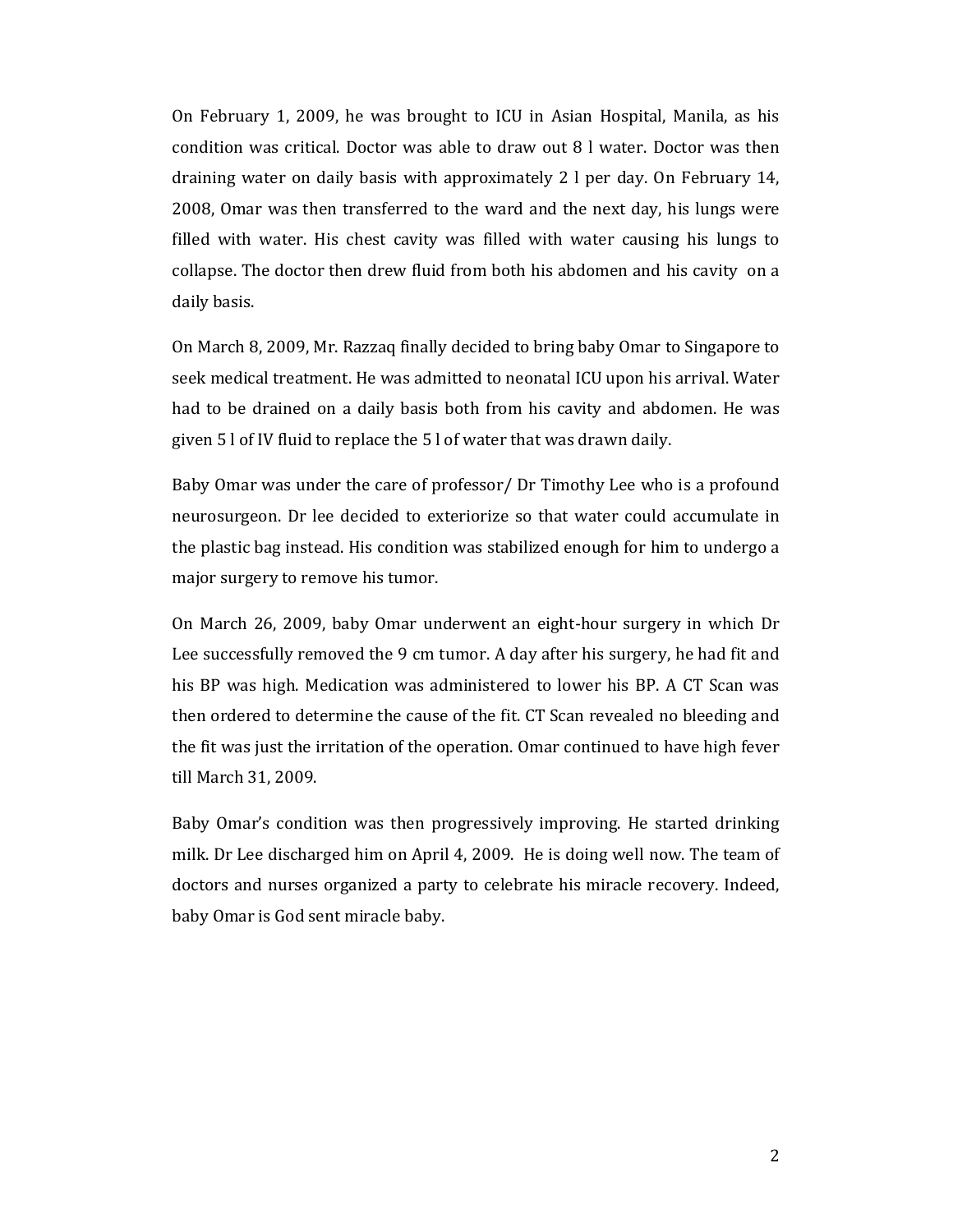On February 1, 2009, he was brought to ICU in Asian Hospital, Manila, as his condition was critical. Doctor was able to draw out 8 l water. Doctor was then draining water on daily basis with approximately 2 l per day. On February 14, 2008, Omar was then transferred to the ward and the next day, his lungs were filled with water. His chest cavity was filled with water causing his lungs to collapse. The doctor then drew fluid from both his abdomen and his cavity on a daily basis.

On March 8, 2009, Mr. Razzaq finally decided to bring baby Omar to Singapore to seek medical treatment. He was admitted to neonatal ICU upon his arrival. Water had to be drained on a daily basis both from his cavity and abdomen. He was given 5 l of IV fluid to replace the 5 l of water that was drawn daily.

Baby Omar was under the care of professor/ Dr Timothy Lee who is a profound neurosurgeon. Dr lee decided to exteriorize so that water could accumulate in the plastic bag instead. His condition was stabilized enough for him to undergo a major surgery to remove his tumor.

On March 26, 2009, baby Omar underwent an eight-hour surgery in which Dr Lee successfully removed the 9 cm tumor. A day after his surgery, he had fit and his BP was high. Medication was administered to lower his BP. A CT Scan was then ordered to determine the cause of the fit. CT Scan revealed no bleeding and the fit was just the irritation of the operation. Omar continued to have high fever till March 31, 2009.

Baby Omar's condition was then progressively improving. He started drinking milk. Dr Lee discharged him on April 4, 2009. He is doing well now. The team of doctors and nurses organized a party to celebrate his miracle recovery. Indeed, baby Omar is God sent miracle baby.